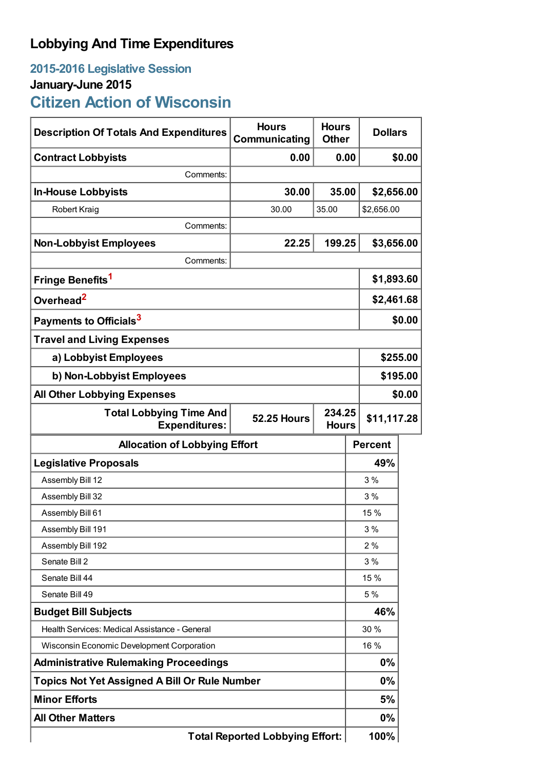# Lobbying And Time Expenditures

## 2015-2016 Legislative Session

### January-June 2015

## Citizen Action of Wisconsin

| Description Of Totals And Expenditures | Hours Communicating | Hours Other | Dollars |
|---|---|---|---|
| **Contract Lobbyists** | **0.00** | **0.00** | **$0.00** |
| Comments: | | | |
| **In-House Lobbyists** | **30.00** | **35.00** | **$2,656.00** |
| Robert Kraig | 30.00 | 35.00 | $2,656.00 |
| Comments: | | | |
| **Non-Lobbyist Employees** | **22.25** | **199.25** | **$3,656.00** |
| Comments: | | | |
| **Fringe Benefits**[1] | | | **$1,893.60** |
| **Overhead**[2] | | | **$2,461.68** |
| **Payments to Officials**[3] | | | **$0.00** |
| **Travel and Living Expenses** | | | |
| **a) Lobbyist Employees** | | | **$255.00** |
| **b) Non-Lobbyist Employees** | | | **$195.00** |
| **All Other Lobbying Expenses** | | | **$0.00** |
| **Total Lobbying Time And Expenditures:** | **52.25 Hours** | **234.25 Hours** | **$11,117.28** |

| Allocation of Lobbying Effort | Percent |
|---|---|
| **Legislative Proposals** | **49%** |
| Assembly Bill 12 | 3 % |
| Assembly Bill 32 | 3 % |
| Assembly Bill 61 | 15 % |
| Assembly Bill 191 | 3 % |
| Assembly Bill 192 | 2 % |
| Senate Bill 2 | 3 % |
| Senate Bill 44 | 15 % |
| Senate Bill 49 | 5 % |
| **Budget Bill Subjects** | **46%** |
| Health Services: Medical Assistance - General | 30 % |
| Wisconsin Economic Development Corporation | 16 % |
| **Administrative Rulemaking Proceedings** | **0%** |
| **Topics Not Yet Assigned A Bill Or Rule Number** | **0%** |
| **Minor Efforts** | **5%** |
| **All Other Matters** | **0%** |
| **Total Reported Lobbying Effort:** | **100%** |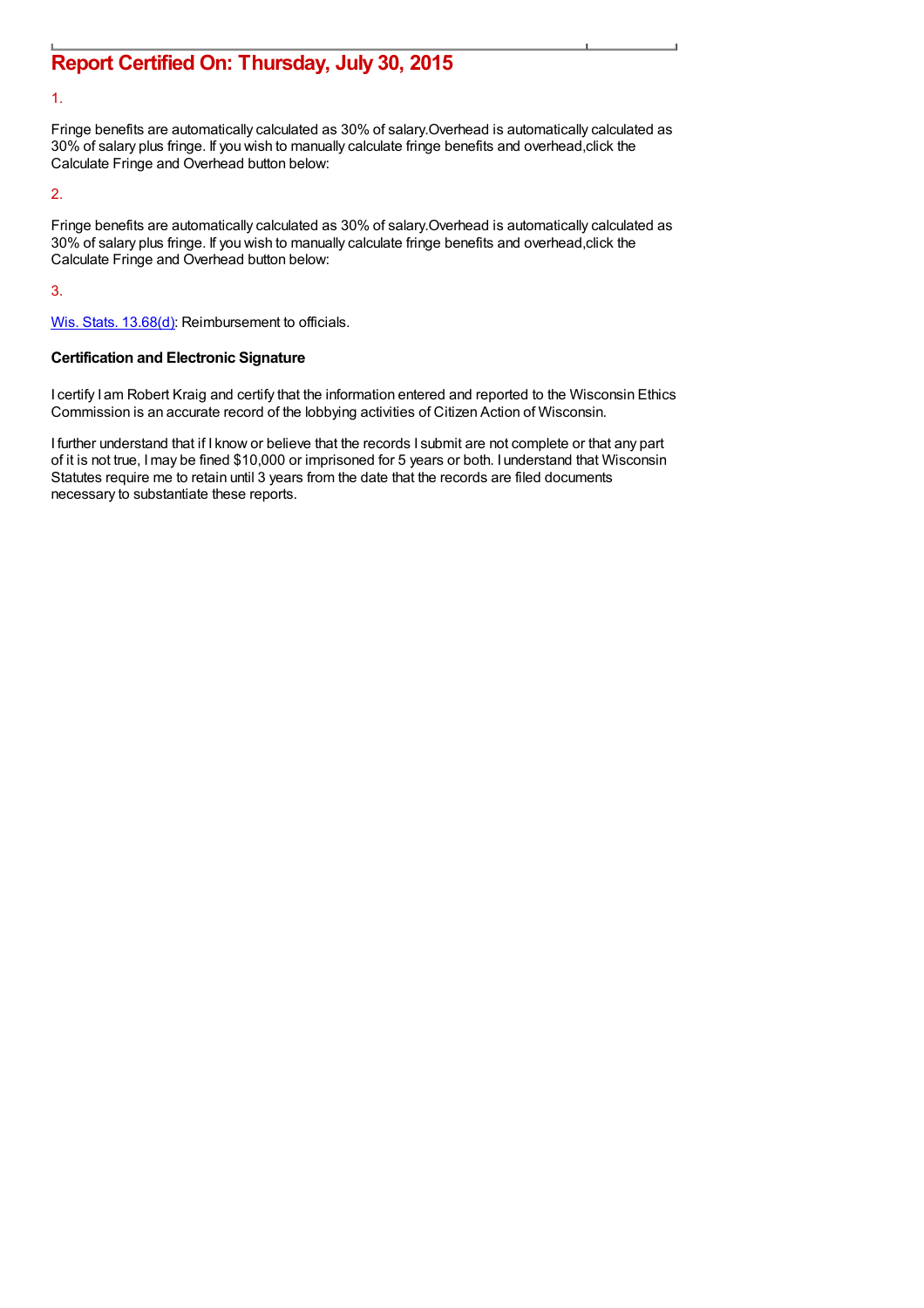# Report Certified On: Thursday, July 30, 2015

1.

Fringe benefits are automatically calculated as 30% of salary.Overhead is automatically calculated as 30% of salary plus fringe. If you wish to manually calculate fringe benefits and overhead,click the Calculate Fringe and Overhead button below:

2.

Fringe benefits are automatically calculated as 30% of salary.Overhead is automatically calculated as 30% of salary plus fringe. If you wish to manually calculate fringe benefits and overhead,click the Calculate Fringe and Overhead button below:

3.

Wis. Stats. 13.68(d): Reimbursement to officials.

**Certification and Electronic Signature**

I certify I am Robert Kraig and certify that the information entered and reported to the Wisconsin Ethics Commission is an accurate record of the lobbying activities of Citizen Action of Wisconsin.

I further understand that if I know or believe that the records I submit are not complete or that any part of it is not true, I may be fined $10,000 or imprisoned for 5 years or both. I understand that Wisconsin Statutes require me to retain until 3 years from the date that the records are filed documents necessary to substantiate these reports.